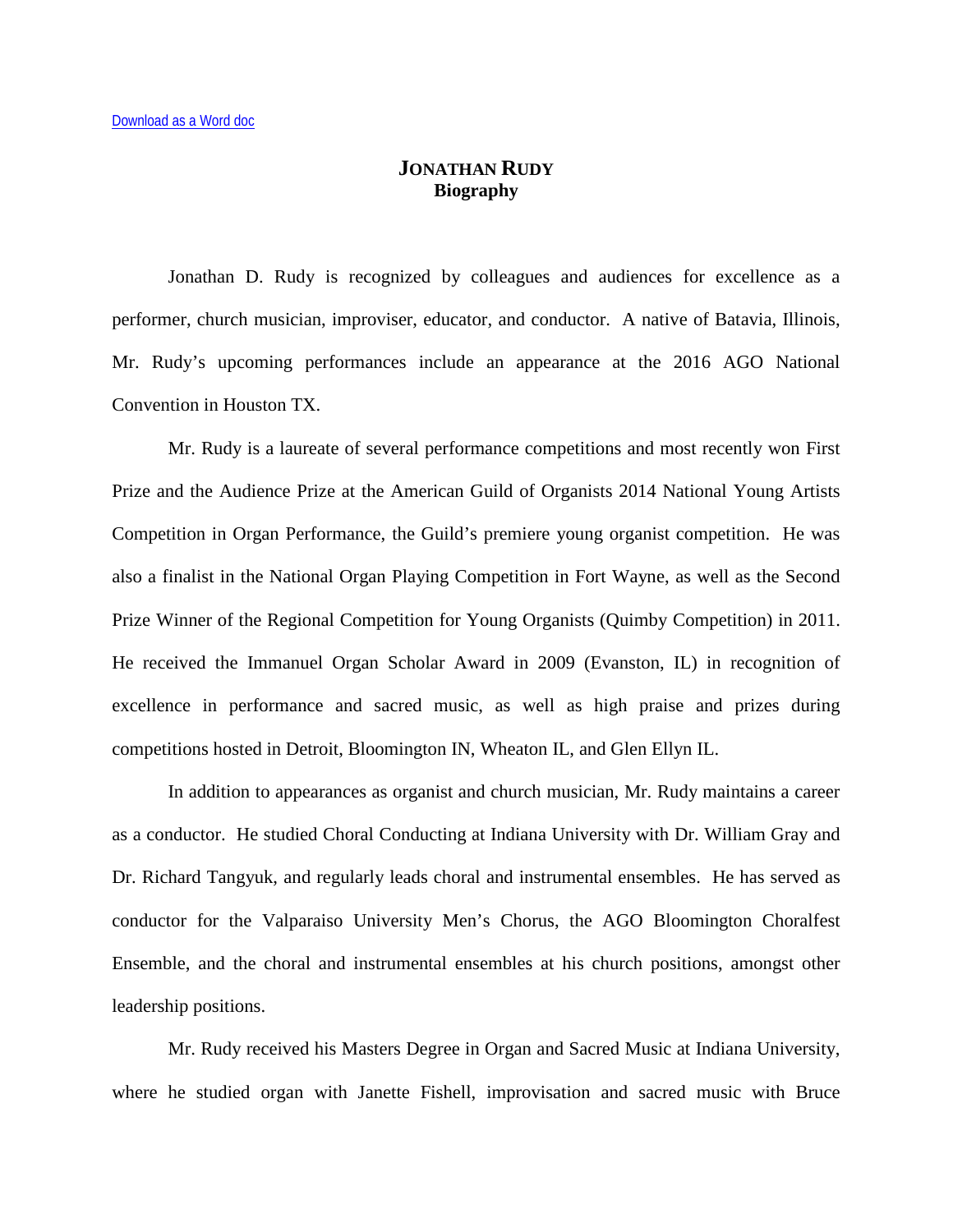Download as a Word doc

# JONATHAN RUDY
## Biography

Jonathan D. Rudy is recognized by colleagues and audiences for excellence as a performer, church musician, improviser, educator, and conductor. A native of Batavia, Illinois, Mr. Rudy's upcoming performances include an appearance at the 2016 AGO National Convention in Houston TX.

Mr. Rudy is a laureate of several performance competitions and most recently won First Prize and the Audience Prize at the American Guild of Organists 2014 National Young Artists Competition in Organ Performance, the Guild's premiere young organist competition. He was also a finalist in the National Organ Playing Competition in Fort Wayne, as well as the Second Prize Winner of the Regional Competition for Young Organists (Quimby Competition) in 2011. He received the Immanuel Organ Scholar Award in 2009 (Evanston, IL) in recognition of excellence in performance and sacred music, as well as high praise and prizes during competitions hosted in Detroit, Bloomington IN, Wheaton IL, and Glen Ellyn IL.

In addition to appearances as organist and church musician, Mr. Rudy maintains a career as a conductor. He studied Choral Conducting at Indiana University with Dr. William Gray and Dr. Richard Tangyuk, and regularly leads choral and instrumental ensembles. He has served as conductor for the Valparaiso University Men's Chorus, the AGO Bloomington Choralfest Ensemble, and the choral and instrumental ensembles at his church positions, amongst other leadership positions.

Mr. Rudy received his Masters Degree in Organ and Sacred Music at Indiana University, where he studied organ with Janette Fishell, improvisation and sacred music with Bruce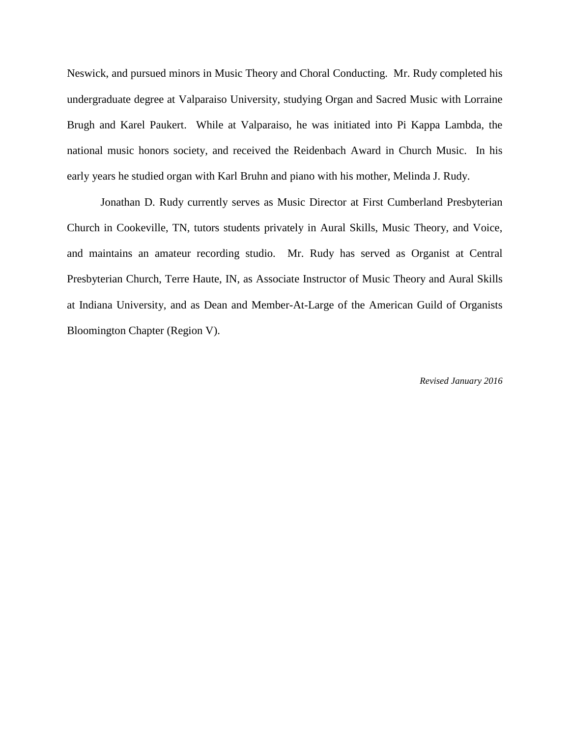Neswick, and pursued minors in Music Theory and Choral Conducting. Mr. Rudy completed his undergraduate degree at Valparaiso University, studying Organ and Sacred Music with Lorraine Brugh and Karel Paukert. While at Valparaiso, he was initiated into Pi Kappa Lambda, the national music honors society, and received the Reidenbach Award in Church Music. In his early years he studied organ with Karl Bruhn and piano with his mother, Melinda J. Rudy.

Jonathan D. Rudy currently serves as Music Director at First Cumberland Presbyterian Church in Cookeville, TN, tutors students privately in Aural Skills, Music Theory, and Voice, and maintains an amateur recording studio. Mr. Rudy has served as Organist at Central Presbyterian Church, Terre Haute, IN, as Associate Instructor of Music Theory and Aural Skills at Indiana University, and as Dean and Member-At-Large of the American Guild of Organists Bloomington Chapter (Region V).

*Revised January 2016*